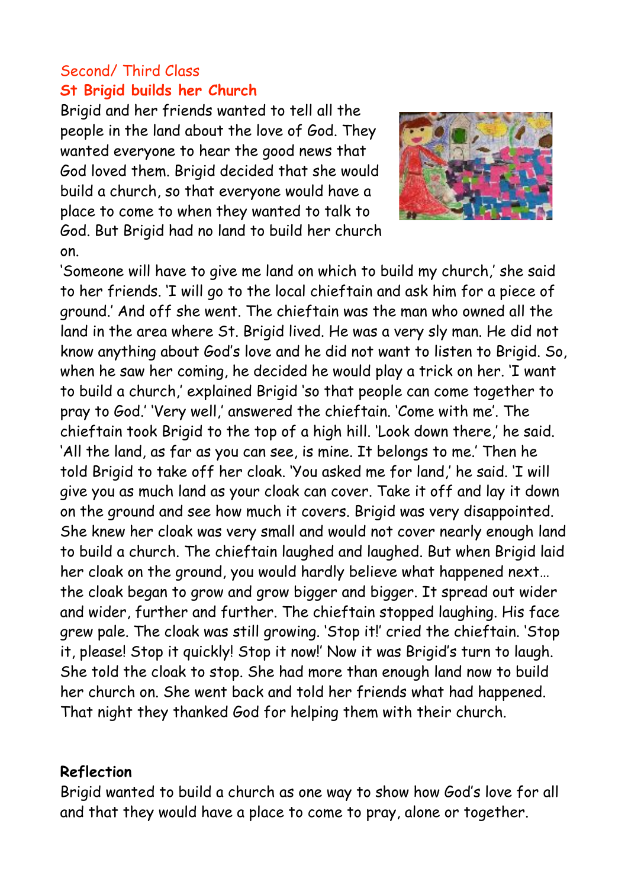Second/ Third Class

## St Brigid builds her Church

Brigid and her friends wanted to tell all the people in the land about the love of God. They wanted everyone to hear the good news that God loved them. Brigid decided that she would build a church, so that everyone would have a place to come to when they wanted to talk to God. But Brigid had no land to build her church on.

'Someone will have to give me land on which to build my church,' she said to her friends. 'I will go to the local chieftain and ask him for a piece of ground.' And off she went. The chieftain was the man who owned all the land in the area where St. Brigid lived. He was a very sly man. He did not know anything about God's love and he did not want to listen to Brigid. So, when he saw her coming, he decided he would play a trick on her. 'I want to build a church,' explained Brigid 'so that people can come together to pray to God.' 'Very well,' answered the chieftain. 'Come with me'. The chieftain took Brigid to the top of a high hill. 'Look down there,' he said. 'All the land, as far as you can see, is mine. It belongs to me.' Then he told Brigid to take off her cloak. 'You asked me for land,' he said. 'I will give you as much land as your cloak can cover. Take it off and lay it down on the ground and see how much it covers. Brigid was very disappointed. She knew her cloak was very small and would not cover nearly enough land to build a church. The chieftain laughed and laughed. But when Brigid laid her cloak on the ground, you would hardly believe what happened next… the cloak began to grow and grow bigger and bigger. It spread out wider and wider, further and further. The chieftain stopped laughing. His face grew pale. The cloak was still growing. 'Stop it!' cried the chieftain. 'Stop it, please! Stop it quickly! Stop it now!' Now it was Brigid's turn to laugh. She told the cloak to stop. She had more than enough land now to build her church on. She went back and told her friends what had happened. That night they thanked God for helping them with their church.

**Reflection**

Brigid wanted to build a church as one way to show how God's love for all and that they would have a place to come to pray, alone or together.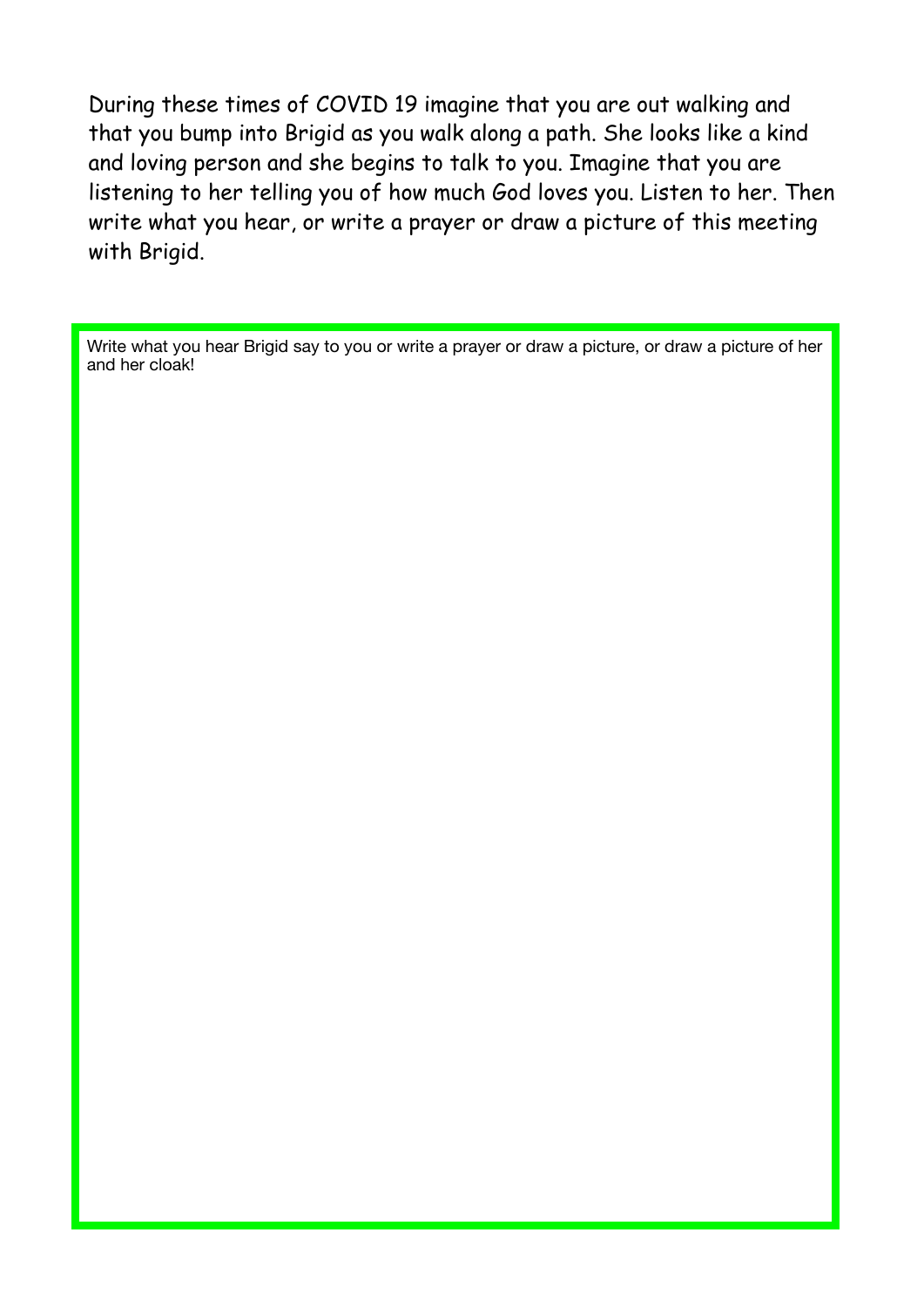During these times of COVID 19 imagine that you are out walking and that you bump into Brigid as you walk along a path. She looks like a kind and loving person and she begins to talk to you. Imagine that you are listening to her telling you of how much God loves you. Listen to her. Then write what you hear, or write a prayer or draw a picture of this meeting with Brigid.

Write what you hear Brigid say to you or write a prayer or draw a picture, or draw a picture of her and her cloak!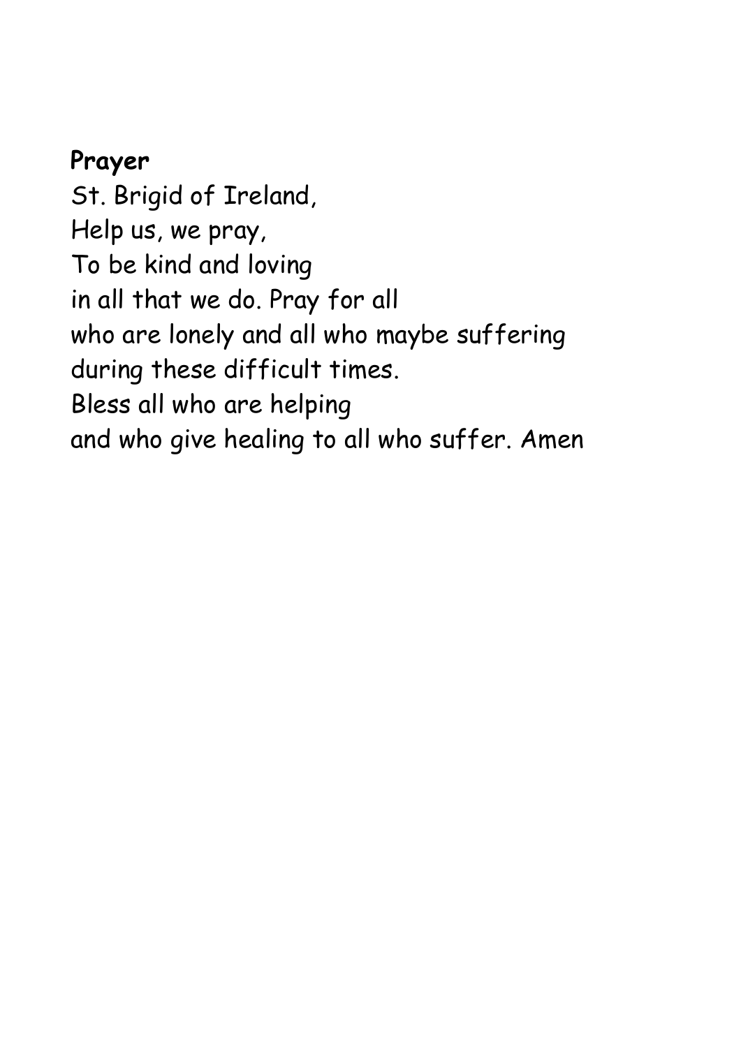**Prayer**

St. Brigid of Ireland,
Help us, we pray,
To be kind and loving
in all that we do. Pray for all
who are lonely and all who maybe suffering
during these difficult times.
Bless all who are helping
and who give healing to all who suffer. Amen